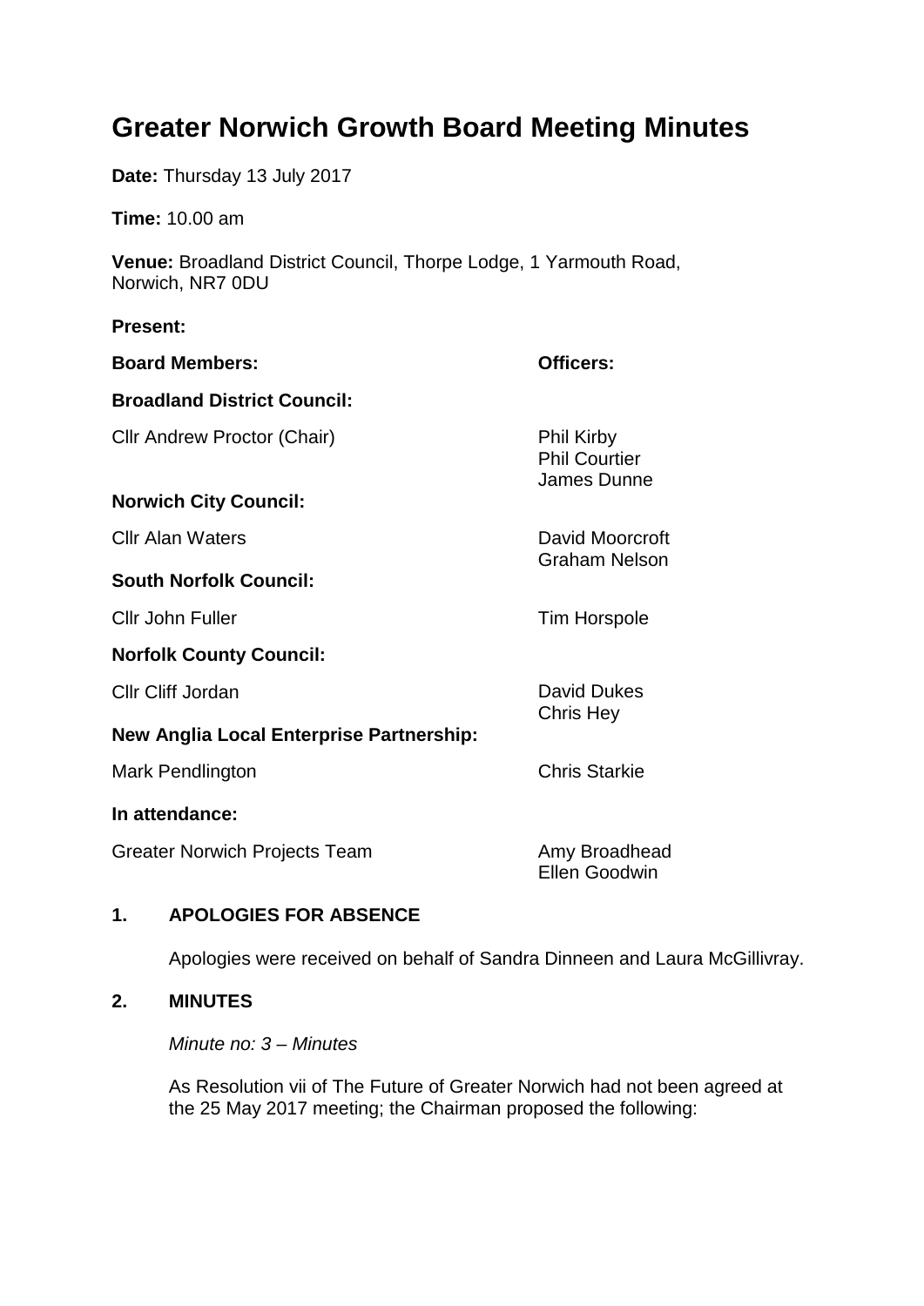# Greater Norwich Growth Board Meeting Minutes

**Date:** Thursday 13 July 2017

**Time:** 10.00 am

**Venue:** Broadland District Council, Thorpe Lodge, 1 Yarmouth Road, Norwich, NR7 0DU

**Present:**

| **Board Members:** | **Officers:** |
|---|---|
| **Broadland District Council:** | |
| Cllr Andrew Proctor (Chair) | Phil Kirby<br>Phil Courtier<br>James Dunne |
| **Norwich City Council:** | |
| Cllr Alan Waters | David Moorcroft<br>Graham Nelson |
| **South Norfolk Council:** | |
| Cllr John Fuller | Tim Horspole |
| **Norfolk County Council:** | |
| Cllr Cliff Jordan | David Dukes<br>Chris Hey |
| **New Anglia Local Enterprise Partnership:** | |
| Mark Pendlington | Chris Starkie |
| **In attendance:** | |
| Greater Norwich Projects Team | Amy Broadhead<br>Ellen Goodwin |

## 1. APOLOGIES FOR ABSENCE

Apologies were received on behalf of Sandra Dinneen and Laura McGillivray.

## 2. MINUTES

*Minute no: 3 – Minutes*

As Resolution vii of The Future of Greater Norwich had not been agreed at the 25 May 2017 meeting; the Chairman proposed the following: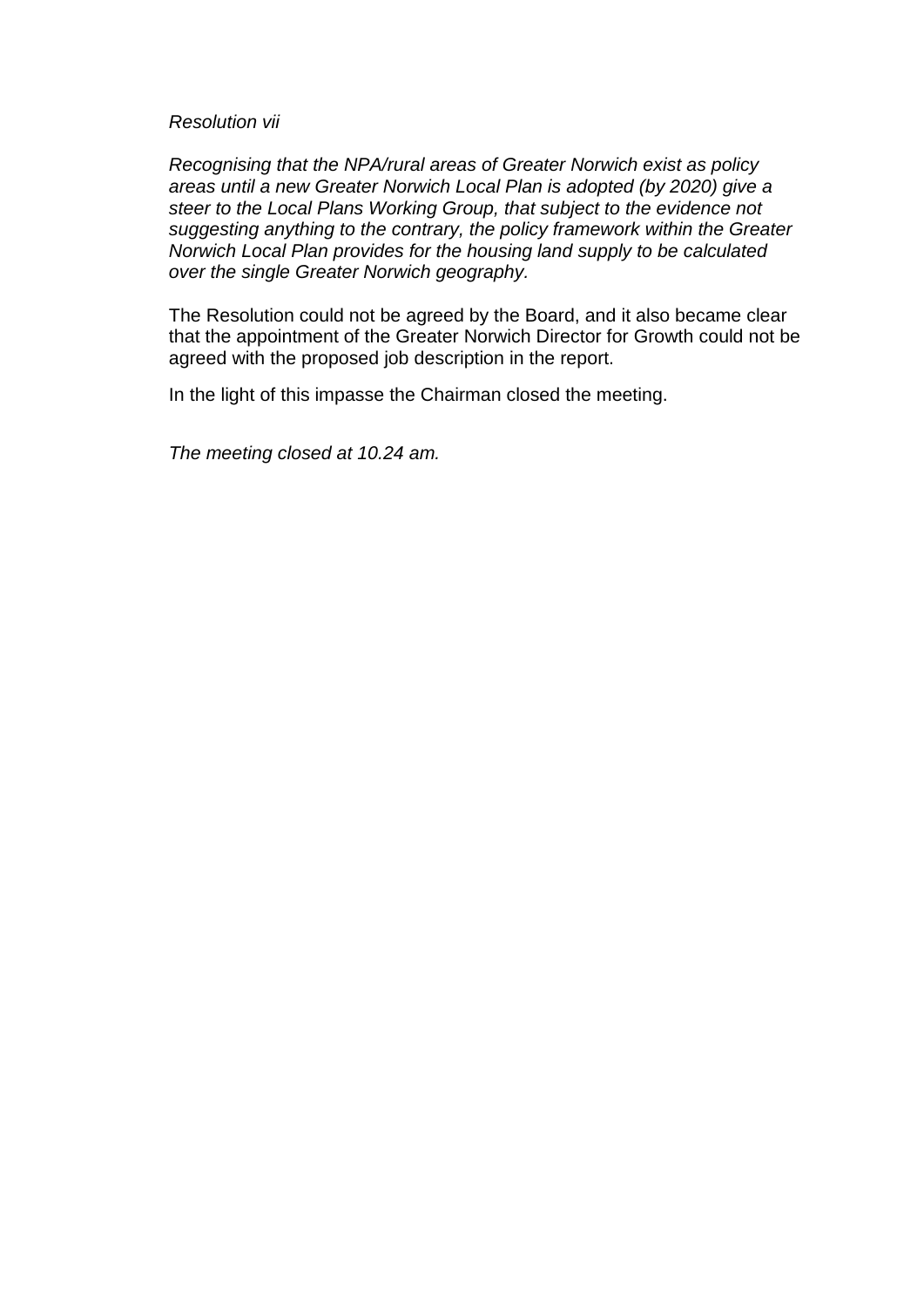*Resolution vii*

*Recognising that the NPA/rural areas of Greater Norwich exist as policy areas until a new Greater Norwich Local Plan is adopted (by 2020) give a steer to the Local Plans Working Group, that subject to the evidence not suggesting anything to the contrary, the policy framework within the Greater Norwich Local Plan provides for the housing land supply to be calculated over the single Greater Norwich geography.*

The Resolution could not be agreed by the Board, and it also became clear that the appointment of the Greater Norwich Director for Growth could not be agreed with the proposed job description in the report.

In the light of this impasse the Chairman closed the meeting.

*The meeting closed at 10.24 am.*